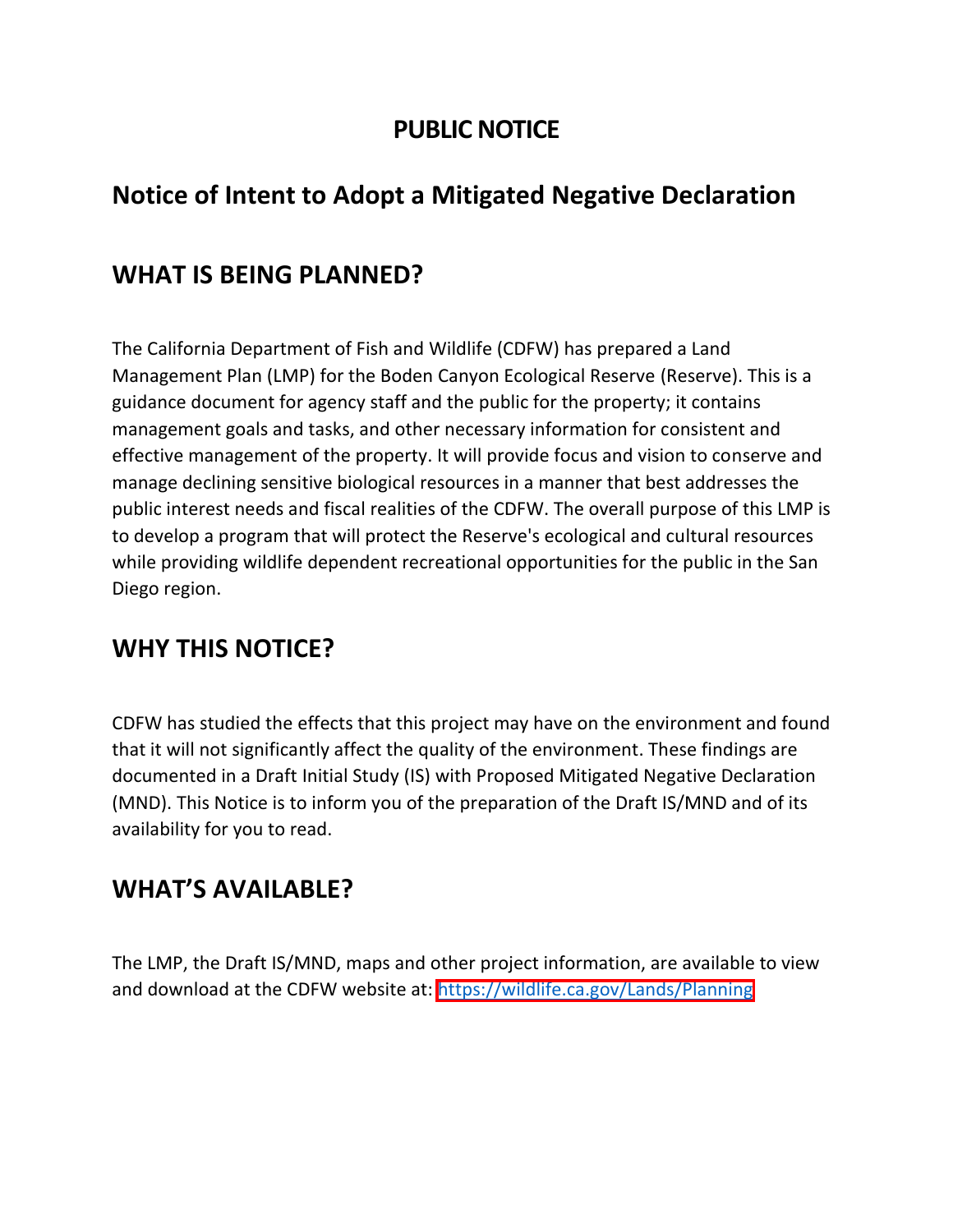# PUBLIC NOTICE

## Notice of Intent to Adopt a Mitigated Negative Declaration

## WHAT IS BEING PLANNED?

The California Department of Fish and Wildlife (CDFW) has prepared a Land Management Plan (LMP) for the Boden Canyon Ecological Reserve (Reserve). This is a guidance document for agency staff and the public for the property; it contains management goals and tasks, and other necessary information for consistent and effective management of the property. It will provide focus and vision to conserve and manage declining sensitive biological resources in a manner that best addresses the public interest needs and fiscal realities of the CDFW. The overall purpose of this LMP is to develop a program that will protect the Reserve's ecological and cultural resources while providing wildlife dependent recreational opportunities for the public in the San Diego region.

## WHY THIS NOTICE?

CDFW has studied the effects that this project may have on the environment and found that it will not significantly affect the quality of the environment. These findings are documented in a Draft Initial Study (IS) with Proposed Mitigated Negative Declaration (MND). This Notice is to inform you of the preparation of the Draft IS/MND and of its availability for you to read.

## WHAT'S AVAILABLE?

The LMP, the Draft IS/MND, maps and other project information, are available to view and download at the CDFW website at: https://wildlife.ca.gov/Lands/Planning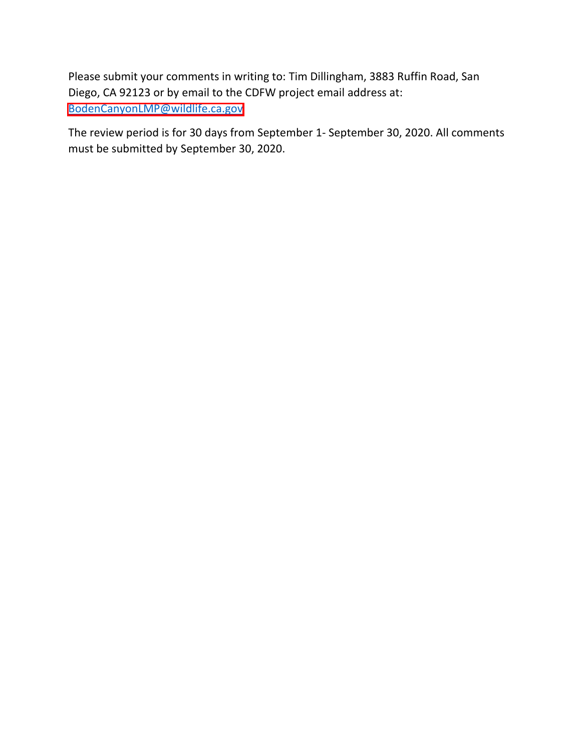Please submit your comments in writing to: Tim Dillingham, 3883 Ruffin Road, San Diego, CA 92123 or by email to the CDFW project email address at: BodenCanyonLMP@wildlife.ca.gov

The review period is for 30 days from September 1- September 30, 2020. All comments must be submitted by September 30, 2020.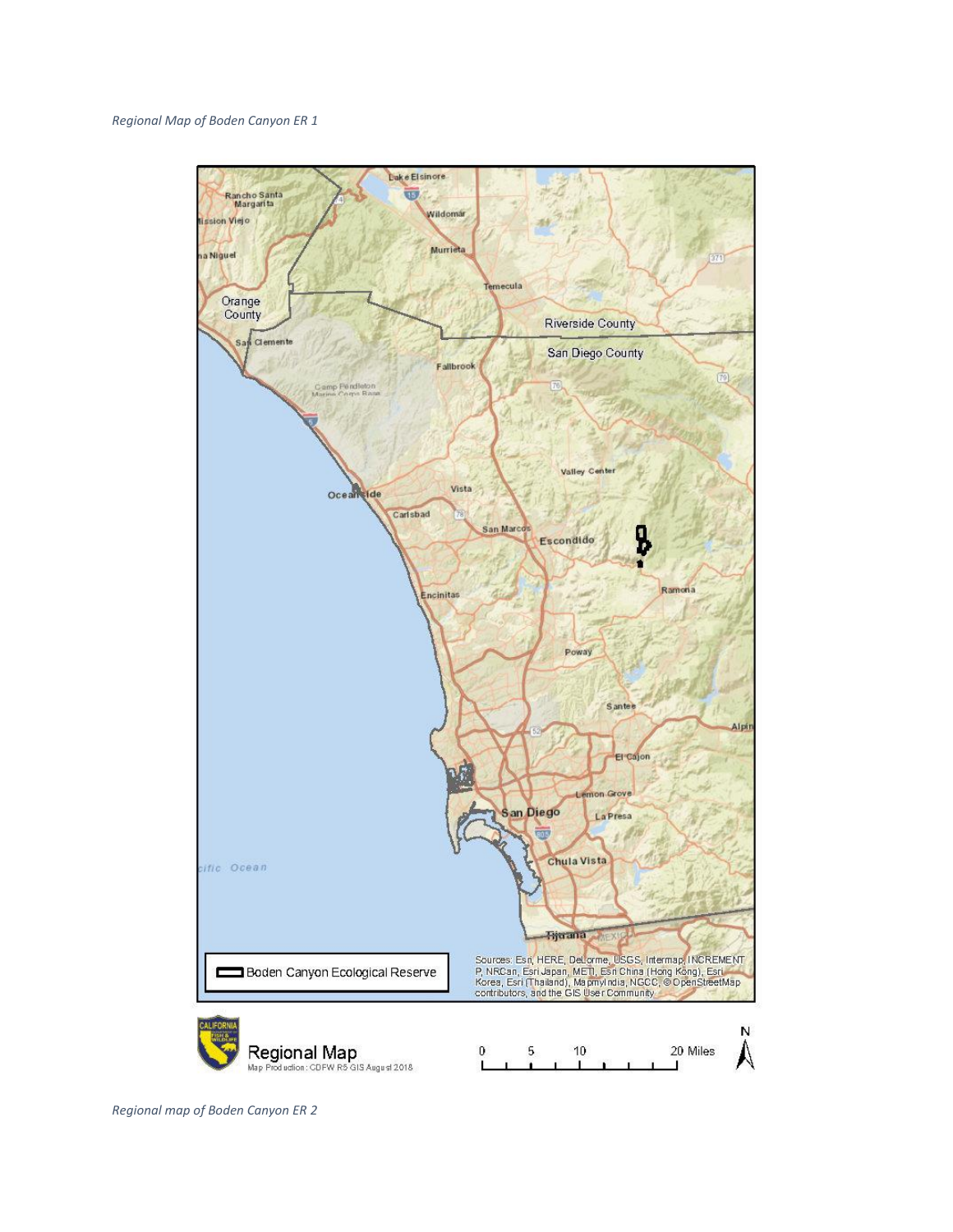*Regional Map of Boden Canyon ER 1*

*Regional map of Boden Canyon ER 2*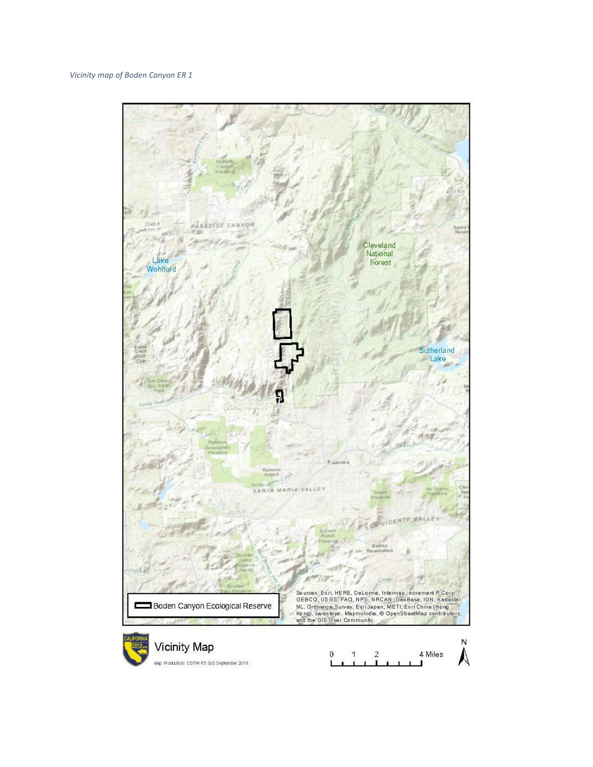*Vicinity map of Boden Canyon ER 1*

Boden Canyon Ecological Reserve

Sources: Esri, HERE, DeLorme, Intermap, increment P Corp., GEBCO, USGS, FAO, NPS, NRCAN, GeoBase, IGN, Kadaster NL, Ordnance Survey, Esri Japan, METI, Esri China (Hong Kong), swisstopo, MapmyIndia, © OpenStreetMap contributors, and the GIS User Community

Vicinity Map

Map Production: CDFW R5 GIS September 2019

0 1 2 4 Miles

N